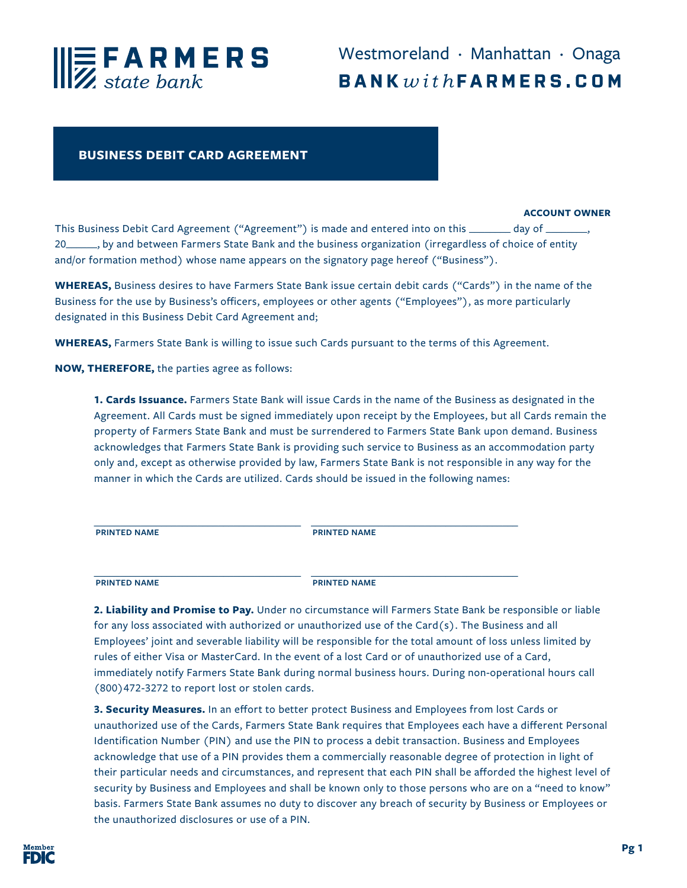**FARMERS** *state bank*

Westmoreland · Manhattan · Onaga
**BANK***with***FARMERS.COM**

## BUSINESS DEBIT CARD AGREEMENT

**ACCOUNT OWNER**

This Business Debit Card Agreement ("Agreement") is made and entered into on this _______ day of _______, 20_____, by and between Farmers State Bank and the business organization (irregardless of choice of entity and/or formation method) whose name appears on the signatory page hereof ("Business").

**WHEREAS,** Business desires to have Farmers State Bank issue certain debit cards ("Cards") in the name of the Business for the use by Business's officers, employees or other agents ("Employees"), as more particularly designated in this Business Debit Card Agreement and;

**WHEREAS,** Farmers State Bank is willing to issue such Cards pursuant to the terms of this Agreement.

**NOW, THEREFORE,** the parties agree as follows:

**1. Cards Issuance.** Farmers State Bank will issue Cards in the name of the Business as designated in the Agreement. All Cards must be signed immediately upon receipt by the Employees, but all Cards remain the property of Farmers State Bank and must be surrendered to Farmers State Bank upon demand. Business acknowledges that Farmers State Bank is providing such service to Business as an accommodation party only and, except as otherwise provided by law, Farmers State Bank is not responsible in any way for the manner in which the Cards are utilized. Cards should be issued in the following names:

| | |
|---|---|
| ______________________ | ______________________ |
| **PRINTED NAME** | **PRINTED NAME** |
| ______________________ | ______________________ |
| **PRINTED NAME** | **PRINTED NAME** |

**2. Liability and Promise to Pay.** Under no circumstance will Farmers State Bank be responsible or liable for any loss associated with authorized or unauthorized use of the Card(s). The Business and all Employees' joint and severable liability will be responsible for the total amount of loss unless limited by rules of either Visa or MasterCard. In the event of a lost Card or of unauthorized use of a Card, immediately notify Farmers State Bank during normal business hours. During non-operational hours call (800)472-3272 to report lost or stolen cards.

**3. Security Measures.** In an effort to better protect Business and Employees from lost Cards or unauthorized use of the Cards, Farmers State Bank requires that Employees each have a different Personal Identification Number (PIN) and use the PIN to process a debit transaction. Business and Employees acknowledge that use of a PIN provides them a commercially reasonable degree of protection in light of their particular needs and circumstances, and represent that each PIN shall be afforded the highest level of security by Business and Employees and shall be known only to those persons who are on a "need to know" basis. Farmers State Bank assumes no duty to discover any breach of security by Business or Employees or the unauthorized disclosures or use of a PIN.

Member FDIC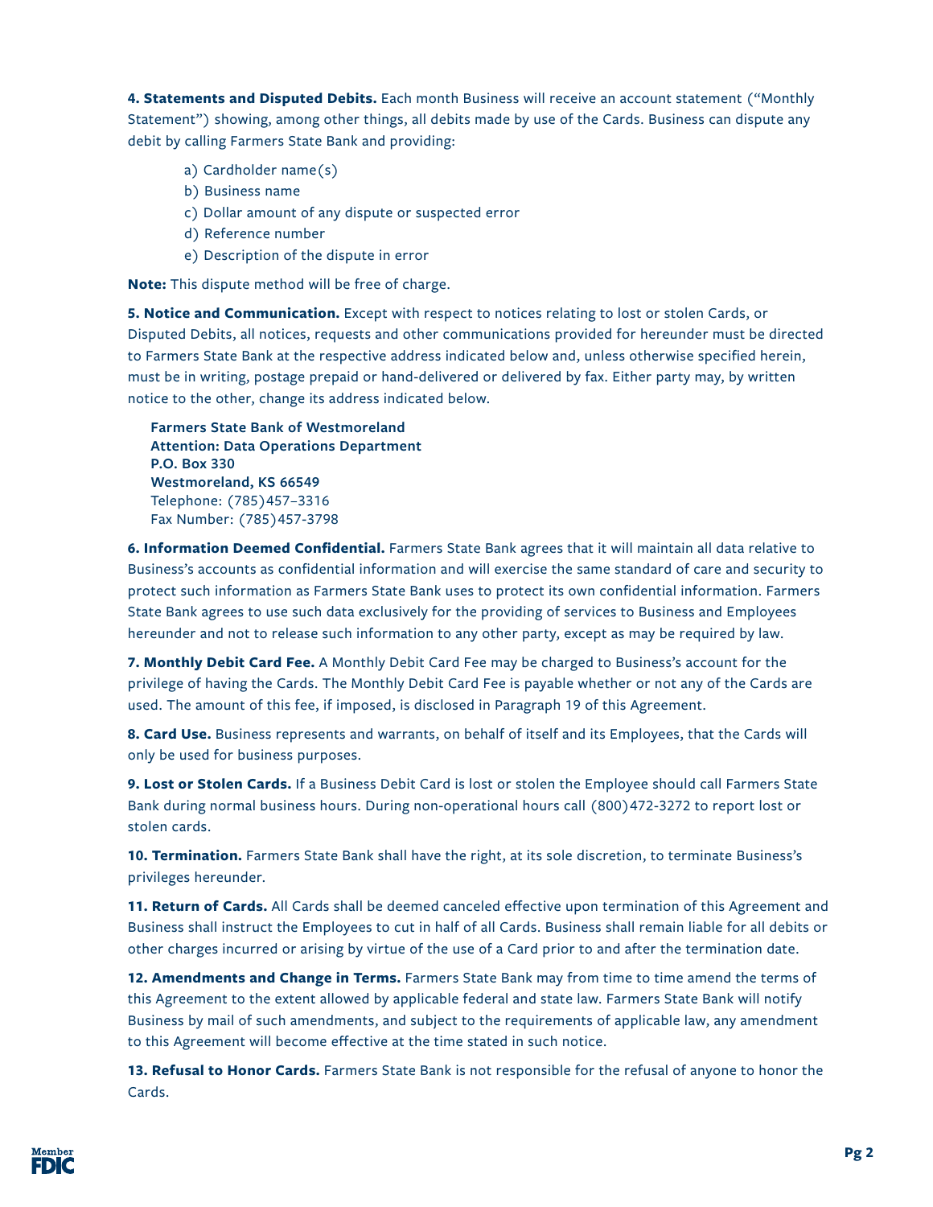**4. Statements and Disputed Debits.** Each month Business will receive an account statement ("Monthly Statement") showing, among other things, all debits made by use of the Cards. Business can dispute any debit by calling Farmers State Bank and providing:

a) Cardholder name(s)
b) Business name
c) Dollar amount of any dispute or suspected error
d) Reference number
e) Description of the dispute in error

**Note:** This dispute method will be free of charge.

**5. Notice and Communication.** Except with respect to notices relating to lost or stolen Cards, or Disputed Debits, all notices, requests and other communications provided for hereunder must be directed to Farmers State Bank at the respective address indicated below and, unless otherwise specified herein, must be in writing, postage prepaid or hand-delivered or delivered by fax. Either party may, by written notice to the other, change its address indicated below.

**Farmers State Bank of Westmoreland**
**Attention: Data Operations Department**
**P.O. Box 330**
**Westmoreland, KS 66549**
Telephone: (785)457–3316
Fax Number: (785)457-3798

**6. Information Deemed Confidential.** Farmers State Bank agrees that it will maintain all data relative to Business's accounts as confidential information and will exercise the same standard of care and security to protect such information as Farmers State Bank uses to protect its own confidential information. Farmers State Bank agrees to use such data exclusively for the providing of services to Business and Employees hereunder and not to release such information to any other party, except as may be required by law.

**7. Monthly Debit Card Fee.** A Monthly Debit Card Fee may be charged to Business's account for the privilege of having the Cards. The Monthly Debit Card Fee is payable whether or not any of the Cards are used. The amount of this fee, if imposed, is disclosed in Paragraph 19 of this Agreement.

**8. Card Use.** Business represents and warrants, on behalf of itself and its Employees, that the Cards will only be used for business purposes.

**9. Lost or Stolen Cards.** If a Business Debit Card is lost or stolen the Employee should call Farmers State Bank during normal business hours. During non-operational hours call (800)472-3272 to report lost or stolen cards.

**10. Termination.** Farmers State Bank shall have the right, at its sole discretion, to terminate Business's privileges hereunder.

**11. Return of Cards.** All Cards shall be deemed canceled effective upon termination of this Agreement and Business shall instruct the Employees to cut in half of all Cards. Business shall remain liable for all debits or other charges incurred or arising by virtue of the use of a Card prior to and after the termination date.

**12. Amendments and Change in Terms.** Farmers State Bank may from time to time amend the terms of this Agreement to the extent allowed by applicable federal and state law. Farmers State Bank will notify Business by mail of such amendments, and subject to the requirements of applicable law, any amendment to this Agreement will become effective at the time stated in such notice.

**13. Refusal to Honor Cards.** Farmers State Bank is not responsible for the refusal of anyone to honor the Cards.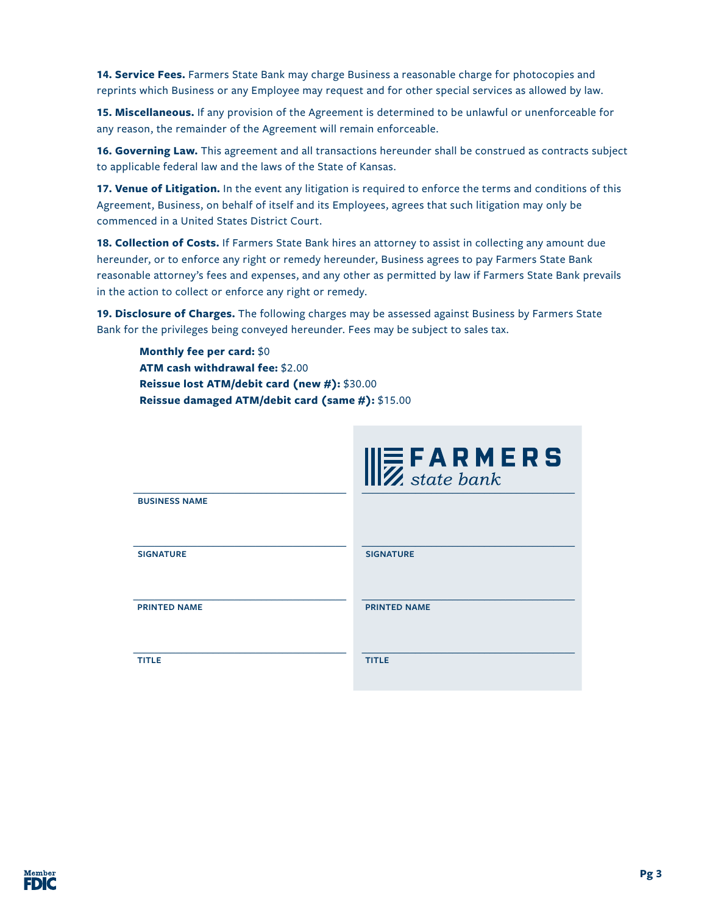**14. Service Fees.** Farmers State Bank may charge Business a reasonable charge for photocopies and reprints which Business or any Employee may request and for other special services as allowed by law.

**15. Miscellaneous.** If any provision of the Agreement is determined to be unlawful or unenforceable for any reason, the remainder of the Agreement will remain enforceable.

**16. Governing Law.** This agreement and all transactions hereunder shall be construed as contracts subject to applicable federal law and the laws of the State of Kansas.

**17. Venue of Litigation.** In the event any litigation is required to enforce the terms and conditions of this Agreement, Business, on behalf of itself and its Employees, agrees that such litigation may only be commenced in a United States District Court.

**18. Collection of Costs.** If Farmers State Bank hires an attorney to assist in collecting any amount due hereunder, or to enforce any right or remedy hereunder, Business agrees to pay Farmers State Bank reasonable attorney's fees and expenses, and any other as permitted by law if Farmers State Bank prevails in the action to collect or enforce any right or remedy.

**19. Disclosure of Charges.** The following charges may be assessed against Business by Farmers State Bank for the privileges being conveyed hereunder. Fees may be subject to sales tax.

**Monthly fee per card:** $0
**ATM cash withdrawal fee:** $2.00
**Reissue lost ATM/debit card (new #):** $30.00
**Reissue damaged ATM/debit card (same #):** $15.00

| | FARMERS state bank |
|---|---|
| BUSINESS NAME | |
| SIGNATURE | SIGNATURE |
| PRINTED NAME | PRINTED NAME |
| TITLE | TITLE |

Member FDIC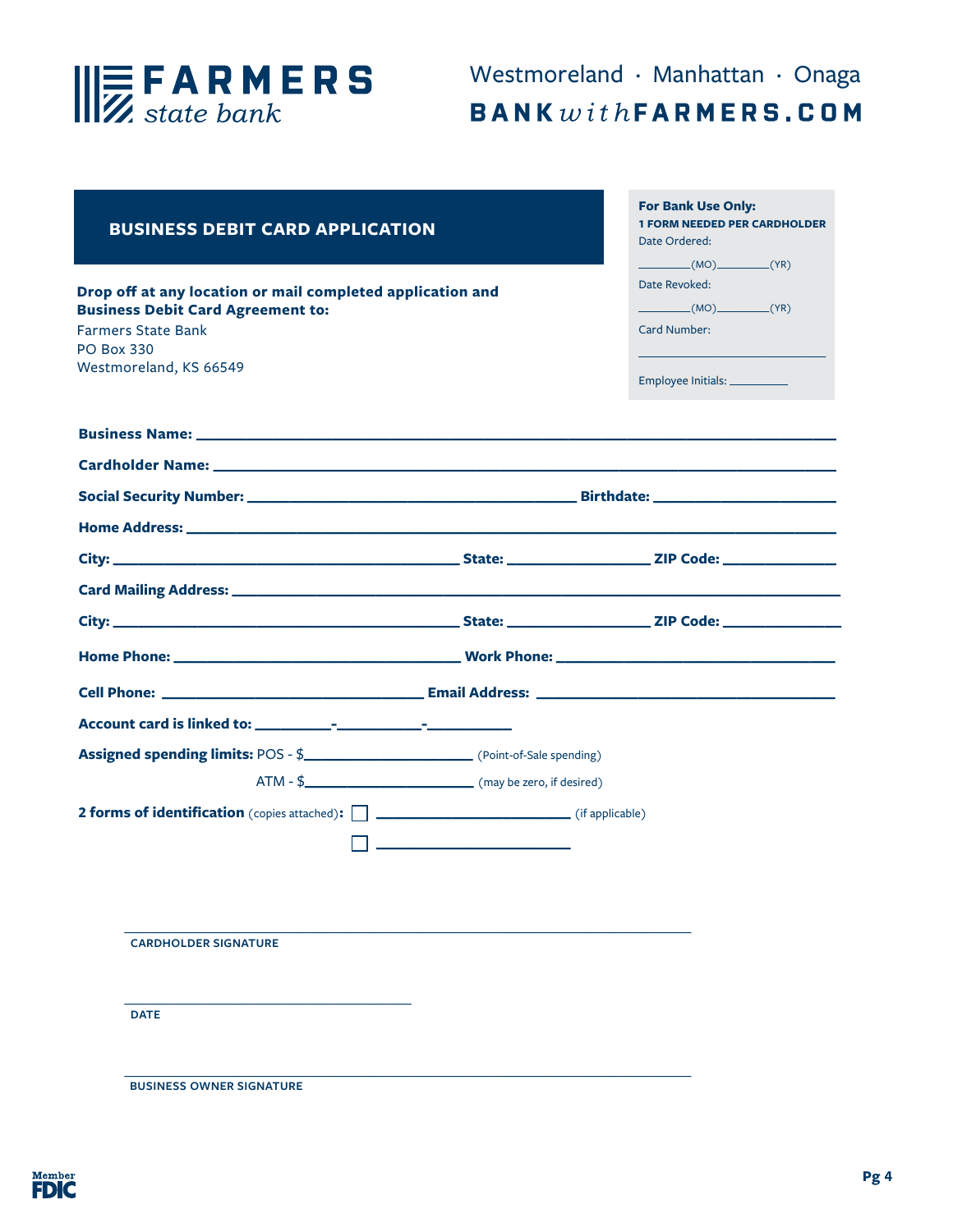FARMERS state bank

Westmoreland · Manhattan · Onaga

BANK*with*FARMERS.COM

## BUSINESS DEBIT CARD APPLICATION

**For Bank Use Only:**
**1 FORM NEEDED PER CARDHOLDER**

Date Ordered:

_________(MO)_________(YR)

Date Revoked:

_________(MO)_________(YR)

Card Number:

______________________________

Employee Initials: __________

**Drop off at any location or mail completed application and Business Debit Card Agreement to:**

Farmers State Bank
PO Box 330
Westmoreland, KS 66549

**Business Name:** ______________________________________________________________

**Cardholder Name:** ______________________________________________________________

**Social Security Number:** ______________________________ **Birthdate:** __________________

**Home Address:** ______________________________________________________________

**City:** __________________________________ **State:** ______________ **ZIP Code:** ____________

**Card Mailing Address:** ______________________________________________________________

**City:** __________________________________ **State:** ______________ **ZIP Code:** ____________

**Home Phone:** ___________________________ **Work Phone:** ___________________________

**Cell Phone:** ___________________________ **Email Address:** ___________________________

**Account card is linked to:** __________-___________-___________

**Assigned spending limits:** POS - $______________________ (Point-of-Sale spending)

ATM - $______________________ (may be zero, if desired)

**2 forms of identification** (copies attached)**:** ☐ ________________________ (if applicable)

☐ ________________________

______________________________________________________________
CARDHOLDER SIGNATURE

______________________________
DATE

______________________________________________________________
BUSINESS OWNER SIGNATURE

Member FDIC